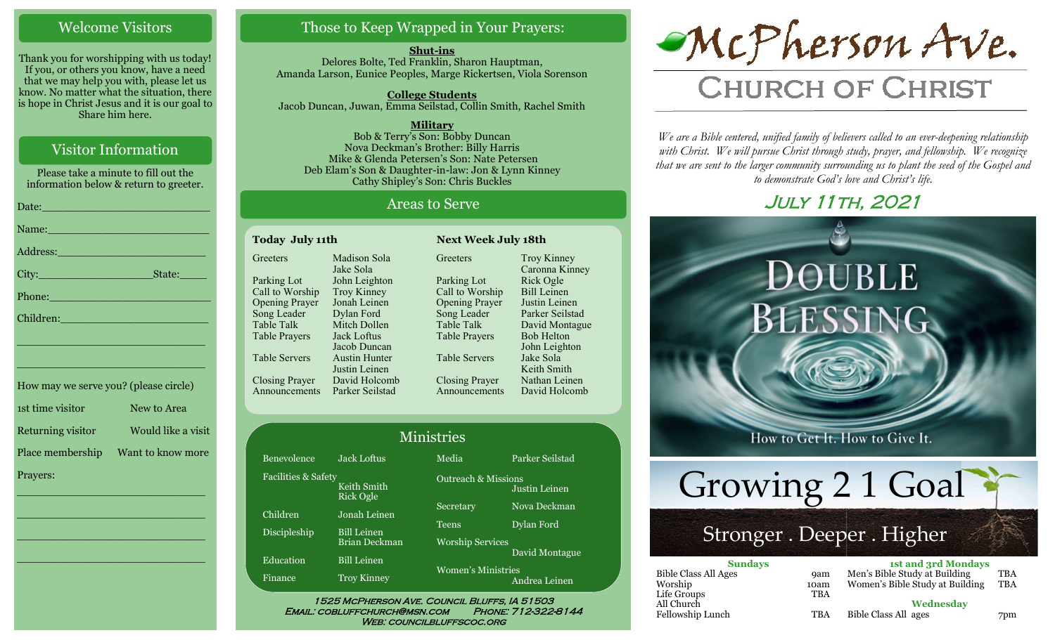## Welcome Visitors

Thank you for worshipping with us today! If you, or others you know, have a need that we may help you with, please let us know. No matter what the situation, there is hope in Christ Jesus and it is our goal to Share him here.

## Visitor Information

Please take a minute to fill out the information below & return to greeter.

Date:___________________________

Name:__________________________

Address:________________________

City:___________________State:_____

Phone:__________________________

Children:________________________

_______________________________

_______________________________

How may we serve you? (please circle)

1st time visitor — New to Area

Returning visitor — Would like a visit

Place membership — Want to know more

Prayers:

_______________________________

_______________________________

_______________________________

_______________________________

## Those to Keep Wrapped in Your Prayers:

**Shut-ins**
Delores Bolte, Ted Franklin, Sharon Hauptman, Amanda Larson, Eunice Peoples, Marge Rickertsen, Viola Sorenson

**College Students**
Jacob Duncan, Juwan, Emma Seilstad, Collin Smith, Rachel Smith

**Military**
Bob & Terry's Son: Bobby Duncan
Nova Deckman's Brother: Billy Harris
Mike & Glenda Petersen's Son: Nate Petersen
Deb Elam's Son & Daughter-in-law: Jon & Lynn Kinney
Cathy Shipley's Son: Chris Buckles

## Areas to Serve

| Today July 11th | | Next Week July 18th | |
|---|---|---|---|
| Greeters | Madison Sola, Jake Sola | Greeters | Troy Kinney, Caronna Kinney |
| Parking Lot | John Leighton | Parking Lot | Rick Ogle |
| Call to Worship | Troy Kinney | Call to Worship | Bill Leinen |
| Opening Prayer | Jonah Leinen | Opening Prayer | Justin Leinen |
| Song Leader | Dylan Ford | Song Leader | Parker Seilstad |
| Table Talk | Mitch Dollen | Table Talk | David Montague |
| Table Prayers | Jack Loftus, Jacob Duncan | Table Prayers | Bob Helton, John Leighton |
| Table Servers | Austin Hunter, Justin Leinen | Table Servers | Jake Sola, Keith Smith |
| Closing Prayer | David Holcomb | Closing Prayer | Nathan Leinen |
| Announcements | Parker Seilstad | Announcements | David Holcomb |

## Ministries

| Ministry | Leader | Ministry | Leader |
|---|---|---|---|
| Benevolence | Jack Loftus | Media | Parker Seilstad |
| Facilities & Safety | Keith Smith, Rick Ogle | Outreach & Missions | Justin Leinen |
| Children | Jonah Leinen | Secretary | Nova Deckman |
| Discipleship | Bill Leinen, Brian Deckman | Teens | Dylan Ford |
| Education | Bill Leinen | Worship Services | David Montague |
| Finance | Troy Kinney | Women's Ministries | Andrea Leinen |

1525 McPherson Ave. Council Bluffs, IA 51503
Email: cobluffchurch@msn.com Phone: 712-322-8144
Web: councilbluffscoc.org

# McPherson Ave.
## Church of Christ

*We are a Bible centered, unified family of believers called to an ever-deepening relationship with Christ. We will pursue Christ through study, prayer, and fellowship. We recognize that we are sent to the larger community surrounding us to plant the seed of the Gospel and to demonstrate God's love and Christ's life.*

### July 11th, 2021

Double Blessing
How to Get It. How to Give It.

Growing 2 1 Goal
Stronger . Deeper . Higher

| Sundays | | 1st and 3rd Mondays | |
|---|---|---|---|
| Bible Class All Ages | 9am | Men's Bible Study at Building | TBA |
| Worship | 10am | Women's Bible Study at Building | TBA |
| Life Groups | TBA | | |
| All Church Fellowship Lunch | TBA | **Wednesday** | |
| | | Bible Class All ages | 7pm |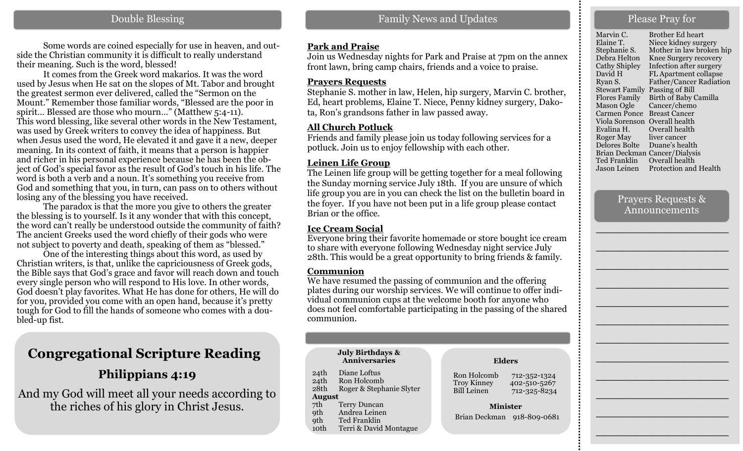## Double Blessing

Some words are coined especially for use in heaven, and outside the Christian community it is difficult to really understand their meaning. Such is the word, blessed!

It comes from the Greek word makarios. It was the word used by Jesus when He sat on the slopes of Mt. Tabor and brought the greatest sermon ever delivered, called the "Sermon on the Mount." Remember those familiar words, "Blessed are the poor in spirit… Blessed are those who mourn…" (Matthew 5:4-11).
This word blessing, like several other words in the New Testament, was used by Greek writers to convey the idea of happiness. But when Jesus used the word, He elevated it and gave it a new, deeper meaning. In its context of faith, it means that a person is happier and richer in his personal experience because he has been the object of God's special favor as the result of God's touch in his life. The word is both a verb and a noun. It's something you receive from God and something that you, in turn, can pass on to others without losing any of the blessing you have received.

The paradox is that the more you give to others the greater the blessing is to yourself. Is it any wonder that with this concept, the word can't really be understood outside the community of faith? The ancient Greeks used the word chiefly of their gods who were not subject to poverty and death, speaking of them as "blessed."

One of the interesting things about this word, as used by Christian writers, is that, unlike the capriciousness of Greek gods, the Bible says that God's grace and favor will reach down and touch every single person who will respond to His love. In other words, God doesn't play favorites. What He has done for others, He will do for you, provided you come with an open hand, because it's pretty tough for God to fill the hands of someone who comes with a doubled-up fist.

# Congregational Scripture Reading

## Philippians 4:19

And my God will meet all your needs according to the riches of his glory in Christ Jesus.

## Family News and Updates

**Park and Praise**
Join us Wednesday nights for Park and Praise at 7pm on the annex front lawn, bring camp chairs, friends and a voice to praise.

**Prayers Requests**
Stephanie S. mother in law, Helen, hip surgery, Marvin C. brother, Ed, heart problems, Elaine T. Niece, Penny kidney surgery, Dakota, Ron's grandsons father in law passed away.

**All Church Potluck**
Friends and family please join us today following services for a potluck. Join us to enjoy fellowship with each other.

**Leinen Life Group**
The Leinen life group will be getting together for a meal following the Sunday morning service July 18th. If you are unsure of which life group you are in you can check the list on the bulletin board in the foyer. If you have not been put in a life group please contact Brian or the office.

**Ice Cream Social**
Everyone bring their favorite homemade or store bought ice cream to share with everyone following Wednesday night service July 28th. This would be a great opportunity to bring friends & family.

**Communion**
We have resumed the passing of communion and the offering plates during our worship services. We will continue to offer individual communion cups at the welcome booth for anyone who does not feel comfortable participating in the passing of the shared communion.

**July Birthdays & Anniversaries**

| | |
|---|---|
| 24th | Diane Loftus |
| 24th | Ron Holcomb |
| 28th | Roger & Stephanie Slyter |
| **August** | |
| 7th | Terry Duncan |
| 9th | Andrea Leinen |
| 9th | Ted Franklin |
| 10th | Terri & David Montague |

**Elders**

| | |
|---|---|
| Ron Holcomb | 712-352-1324 |
| Troy Kinney | 402-510-5267 |
| Bill Leinen | 712-325-8234 |

**Minister**

Brian Deckman 918-809-0681

## Please Pray for

| | |
|---|---|
| Marvin C. | Brother Ed heart |
| Elaine T. | Niece kidney surgery |
| Stephanie S. | Mother in law broken hip |
| Debra Helton | Knee Surgery recovery |
| Cathy Shipley | Infection after surgery |
| David H | FL Apartment collapse |
| Ryan S. | Father/Cancer Radiation |
| Stewart Family | Passing of Bill |
| Flores Family | Birth of Baby Camilla |
| Mason Ogle | Cancer/chemo |
| Carmen Ponce | Breast Cancer |
| Viola Sorenson | Overall health |
| Evalina H. | Overall health |
| Roger May | liver cancer |
| Delores Bolte | Duane's health |
| Brian Deckman | Cancer/Dialysis |
| Ted Franklin | Overall health |
| Jason Leinen | Protection and Health |

## Prayers Requests & Announcements

________________________

________________________

________________________

________________________

________________________

________________________

________________________

________________________

________________________

________________________

________________________

________________________